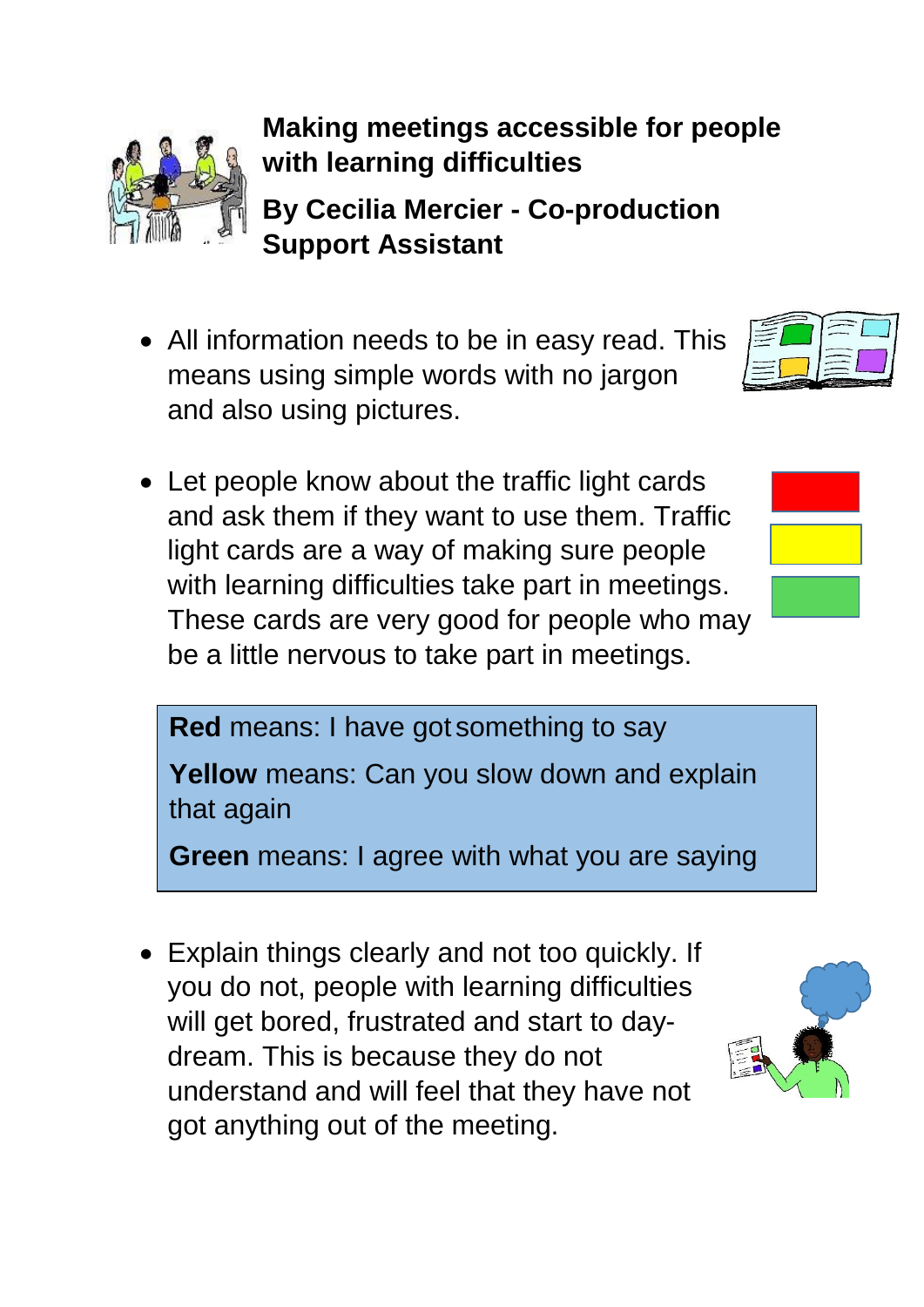# Making meetings accessible for people with learning difficulties

**By Cecilia Mercier - Co-production Support Assistant**

- All information needs to be in easy read. This means using simple words with no jargon and also using pictures.

- Let people know about the traffic light cards and ask them if they want to use them. Traffic light cards are a way of making sure people with learning difficulties take part in meetings. These cards are very good for people who may be a little nervous to take part in meetings.

> **Red** means: I have got something to say
>
> **Yellow** means: Can you slow down and explain that again
>
> **Green** means: I agree with what you are saying

- Explain things clearly and not too quickly. If you do not, people with learning difficulties will get bored, frustrated and start to day-dream. This is because they do not understand and will feel that they have not got anything out of the meeting.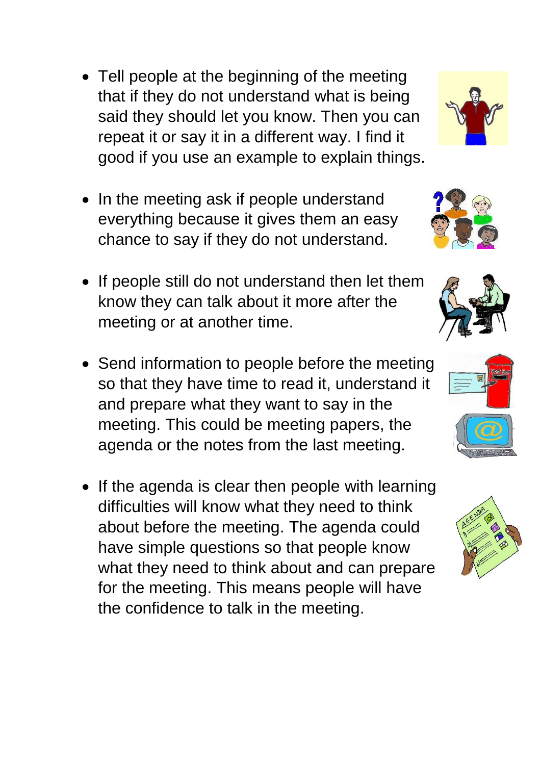- Tell people at the beginning of the meeting that if they do not understand what is being said they should let you know. Then you can repeat it or say it in a different way. I find it good if you use an example to explain things.

- In the meeting ask if people understand everything because it gives them an easy chance to say if they do not understand.

- If people still do not understand then let them know they can talk about it more after the meeting or at another time.

- Send information to people before the meeting so that they have time to read it, understand it and prepare what they want to say in the meeting. This could be meeting papers, the agenda or the notes from the last meeting.

- If the agenda is clear then people with learning difficulties will know what they need to think about before the meeting. The agenda could have simple questions so that people know what they need to think about and can prepare for the meeting. This means people will have the confidence to talk in the meeting.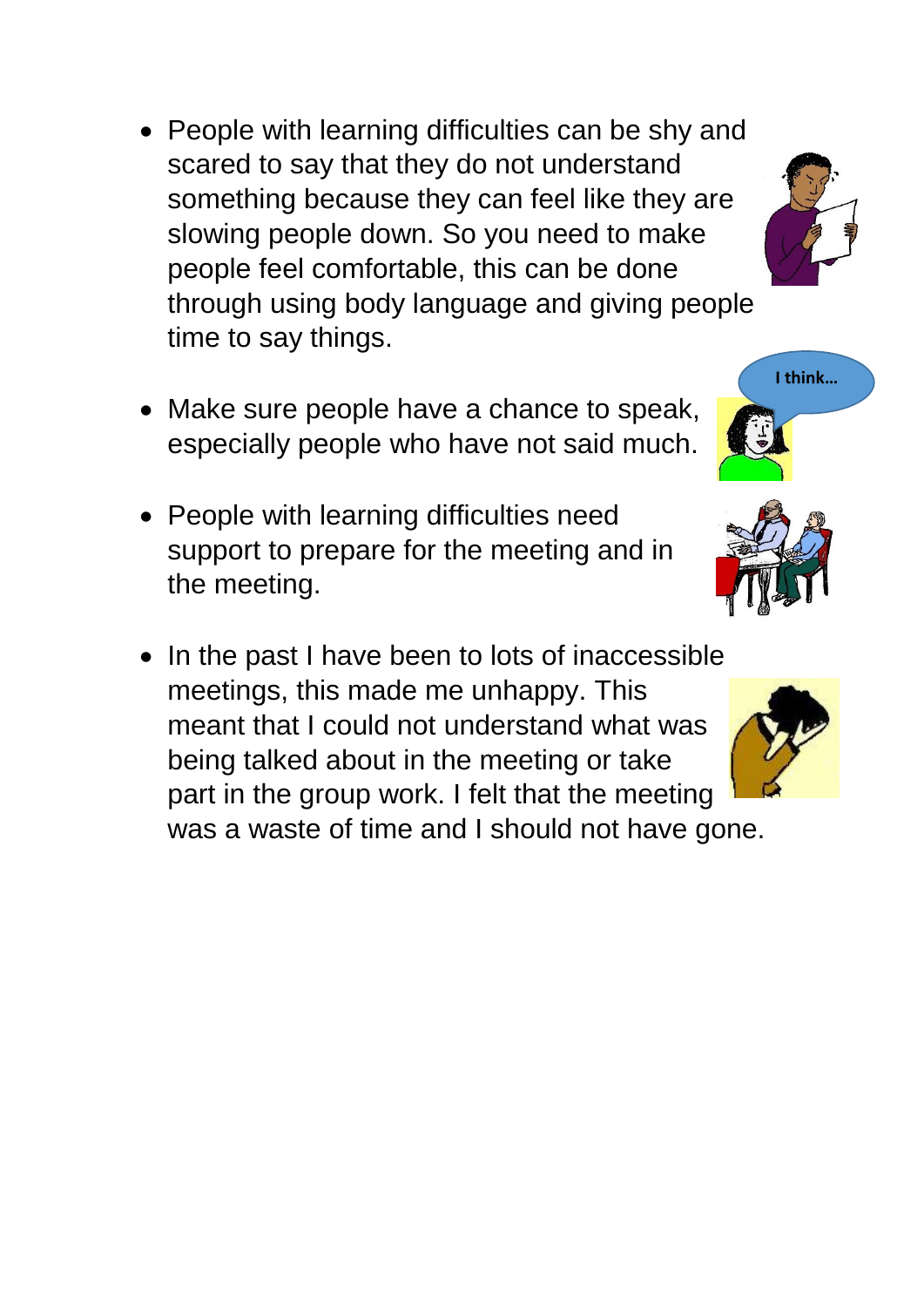- People with learning difficulties can be shy and scared to say that they do not understand something because they can feel like they are slowing people down. So you need to make people feel comfortable, this can be done through using body language and giving people time to say things.

- Make sure people have a chance to speak, especially people who have not said much.

- People with learning difficulties need support to prepare for the meeting and in the meeting.

- In the past I have been to lots of inaccessible meetings, this made me unhappy. This meant that I could not understand what was being talked about in the meeting or take part in the group work. I felt that the meeting was a waste of time and I should not have gone.